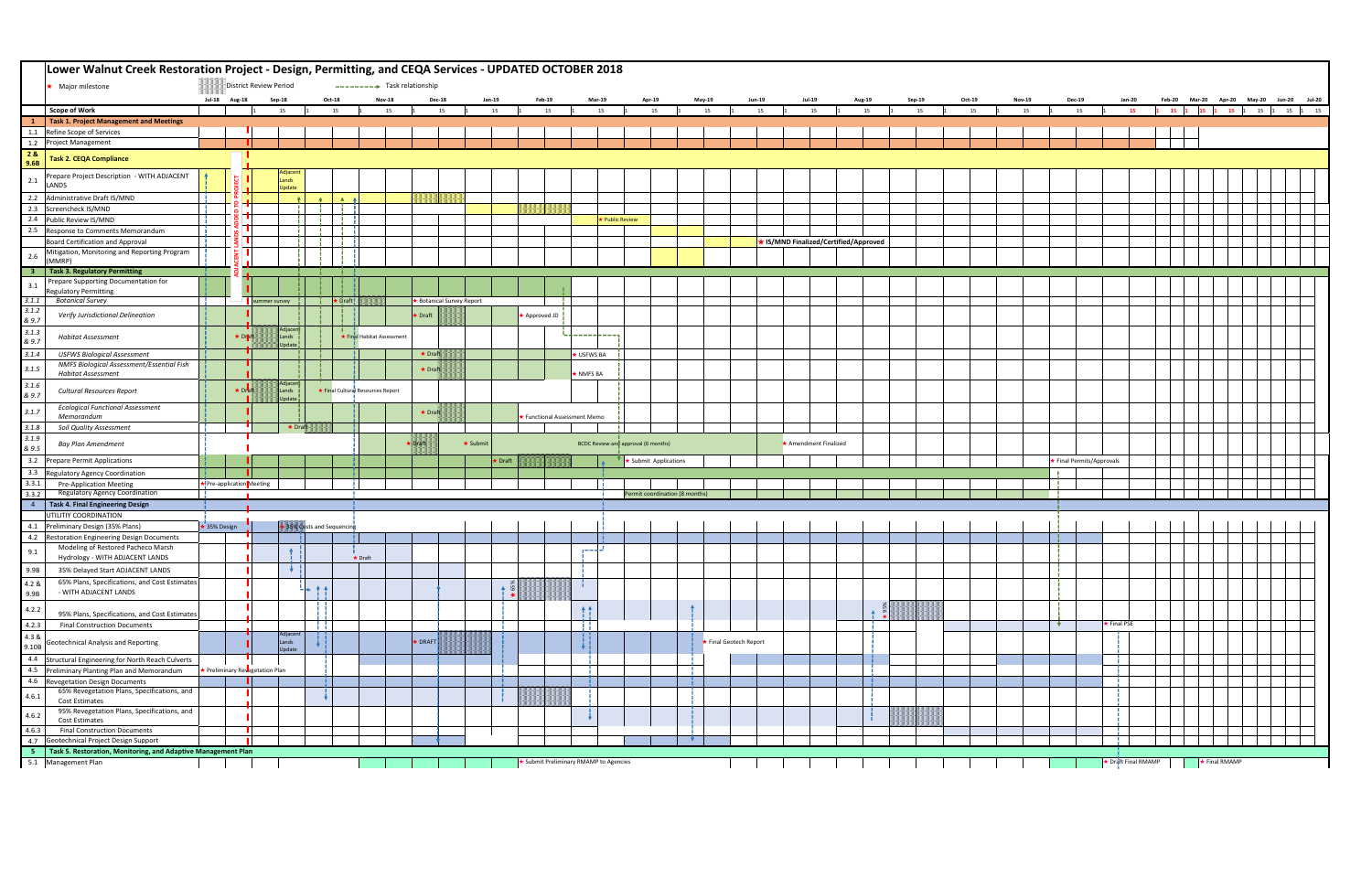# Lower Walnut Creek Restoration Project - Design, Permitting, and CEQA Services - UPDATED OCTOBER 2018

★ Major milestone | District Review Period | Task relationship

Timeline: Jul-18 through Jul-20

| | Scope of Work | Milestones / Notes |
|---|---|---|
| **1** | **Task 1. Project Management and Meetings** | |
| 1.1 | Refine Scope of Services | |
| 1.2 | Project Management | |
| **2 & 9.6B** | **Task 2. CEQA Compliance** | |
| 2.1 | Prepare Project Description - WITH ADJACENT LANDS | Adjacent Lands Update |
| 2.2 | Administrative Draft IS/MND | |
| 2.3 | Screencheck IS/MND | |
| 2.4 | Public Review IS/MND | ★ Public Review |
| 2.5 | Response to Comments Memorandum | |
| | Board Certification and Approval | ★ IS/MND Finalized/Certified/Approved |
| 2.6 | Mitigation, Monitoring and Reporting Program (MMRP) | |
| **3** | **Task 3. Regulatory Permitting** | |
| 3.1 | Prepare Supporting Documentation for Regulatory Permitting | |
| *3.1.1* | *Botanical Survey* | summer survey; ★ Draft; ★ Botanical Survey Report |
| *3.1.2 & 9.7* | *Verify Jurisdictional Delineation* | ★ Draft; ★ Approved JD |
| *3.1.3 & 9.7* | *Habitat Assessment* | ★ Draft; Adjacent Lands Update; ★ Final Habitat Assessment |
| *3.1.4* | *USFWS Biological Assessment* | ★ Draft; ★ USFWS BA |
| *3.1.5* | *NMFS Biological Assessment/Essential Fish Habitat Assessment* | ★ Draft; ★ NMFS BA |
| *3.1.6 & 9.7* | *Cultural Resources Report* | ★ Draft; Adjacent Lands Update; ★ Final Cultural Resources Report |
| *3.1.7* | *Ecological Functional Assessment Memorandum* | ★ Draft; ★ Functional Assessment Memo |
| *3.1.8* | *Soil Quality Assessment* | ★ Draft |
| *3.1.9 & 9.5* | *Bay Plan Amendment* | ★ Draft; ★ Submit; BCDC Review and approval (6 months); ★ Amendment Finalized |
| 3.2 | Prepare Permit Applications | ★ Draft; ★ Submit Applications; ★ Final Permits/Approvals |
| 3.3 | Regulatory Agency Coordination | |
| 3.3.1 | Pre-Application Meeting | ★ Pre-application Meeting |
| 3.3.2 | Regulatory Agency Coordination | Permit coordination (8 months) |
| **4** | **Task 4. Final Engineering Design** | |
| | UTILITIY COORDINATION | |
| 4.1 | Preliminary Design (35% Plans) | ★ 35% Design; ★ 35% Costs and Sequencing |
| 4.2 | Restoration Engineering Design Documents | |
| 9.1 | Modeling of Restored Pacheco Marsh Hydrology - WITH ADJACENT LANDS | ★ Draft |
| 9.9B | 35% Delayed Start ADJACENT LANDS | |
| 4.2 & 9.9B | 65% Plans, Specifications, and Cost Estimates - WITH ADJACENT LANDS | ★ 65% |
| 4.2.2 | 95% Plans, Specifications, and Cost Estimates | ★ 95% |
| 4.2.3 | Final Construction Documents | ★ Final PSE |
| 4.3 & 9.10B | Geotechnical Analysis and Reporting | Adjacent Lands Update; ★ DRAFT; ★ Final Geotech Report |
| 4.4 | Structural Engineering for North Reach Culverts | |
| 4.5 | Preliminary Planting Plan and Memorandum | ★ Preliminary Revegetation Plan |
| 4.6 | Revegetation Design Documents | |
| 4.6.1 | 65% Revegetation Plans, Specifications, and Cost Estimates | |
| 4.6.2 | 95% Revegetation Plans, Specifications, and Cost Estimates | |
| 4.6.3 | Final Construction Documents | |
| 4.7 | Geotechnical Project Design Support | |
| **5** | **Task 5. Restoration, Monitoring, and Adaptive Management Plan** | |
| 5.1 | Management Plan | ★ Submit Preliminary RMAMP to Agencies; ★ Draft Final RMAMP; ★ Final RMAMP |

ADJACENT LANDS ADDED TO PROJECT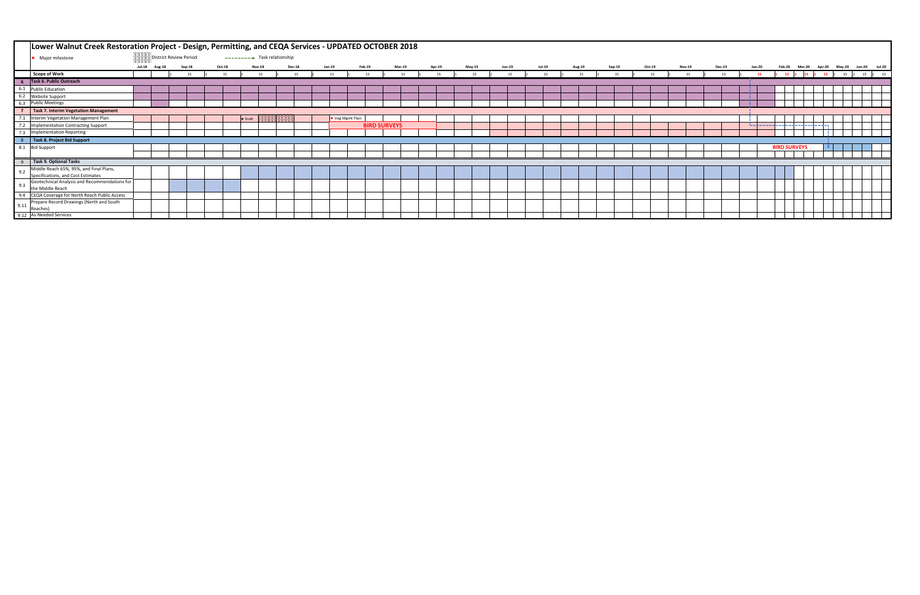# Lower Walnut Creek Restoration Project - Design, Permitting, and CEQA Services - UPDATED OCTOBER 2018

★ Major milestone

District Review Period

Task relationship

| | Scope of Work |
|---|---|
| 6 | **Task 6. Public Outreach** |
| 6.1 | Public Education |
| 6.2 | Website Support |
| 6.3 | Public Meetings |
| 7 | **Task 7. Interim Vegetation Management** |
| 7.1 | Interim Vegetation Management Plan |
| 7.2 | Implementation Contracting Support |
| 7.3 | Implementation Reporting |
| 8 | **Task 8. Project Bid Support** |
| 8.1 | Bid Support |
| 9 | **Task 9. Optional Tasks** |
| 9.2 | Middle Reach 65%, 95%, and Final Plans, Specifications, and Cost Estimates |
| 9.3 | Geotechnical Analysis and Recommendations for the Middle Reach |
| 9.4 | CEQA Coverage for North Reach Public Access |
| 9.11 | Prepare Record Drawings (North and South Reaches) |
| 9.12 | As-Needed Services |

Jul-18 Aug-18 Sep-18 Oct-18 Nov-18 Dec-18 Jan-19 Feb-19 Mar-19 Apr-19 May-19 Jun-19 Jul-19 Aug-19 Sep-19 Oct-19 Nov-19 Dec-19 Jan-20 Feb-20 Mar-20 Apr-20 May-20 Jun-20 Jul-20

★ Draft

★ Veg Mgmt Plan

BIRD SURVEYS

BIRD SURVEYS